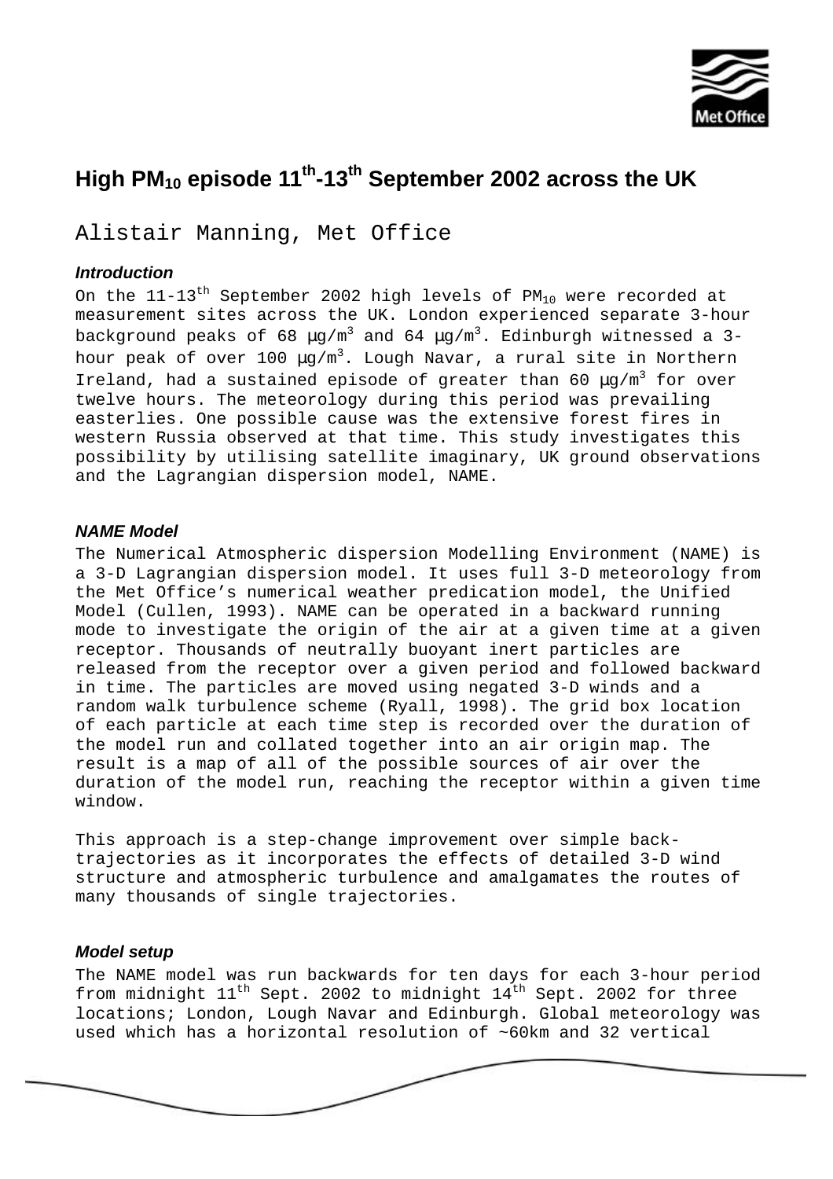# High $PM_{10}$ episode 11th-13th September 2002 across the UK

Alistair Manning, Met Office

### *Introduction*

On the 11-13th September 2002 high levels of $PM_{10}$ were recorded at measurement sites across the UK. London experienced separate 3-hour background peaks of 68 $\mu g/m^3$ and 64 $\mu g/m^3$. Edinburgh witnessed a 3-hour peak of over 100 $\mu g/m^3$. Lough Navar, a rural site in Northern Ireland, had a sustained episode of greater than 60 $\mu g/m^3$ for over twelve hours. The meteorology during this period was prevailing easterlies. One possible cause was the extensive forest fires in western Russia observed at that time. This study investigates this possibility by utilising satellite imaginary, UK ground observations and the Lagrangian dispersion model, NAME.

### *NAME Model*

The Numerical Atmospheric dispersion Modelling Environment (NAME) is a 3-D Lagrangian dispersion model. It uses full 3-D meteorology from the Met Office's numerical weather predication model, the Unified Model (Cullen, 1993). NAME can be operated in a backward running mode to investigate the origin of the air at a given time at a given receptor. Thousands of neutrally buoyant inert particles are released from the receptor over a given period and followed backward in time. The particles are moved using negated 3-D winds and a random walk turbulence scheme (Ryall, 1998). The grid box location of each particle at each time step is recorded over the duration of the model run and collated together into an air origin map. The result is a map of all of the possible sources of air over the duration of the model run, reaching the receptor within a given time window.

This approach is a step-change improvement over simple back-trajectories as it incorporates the effects of detailed 3-D wind structure and atmospheric turbulence and amalgamates the routes of many thousands of single trajectories.

### *Model setup*

The NAME model was run backwards for ten days for each 3-hour period from midnight 11th Sept. 2002 to midnight 14th Sept. 2002 for three locations; London, Lough Navar and Edinburgh. Global meteorology was used which has a horizontal resolution of ~60km and 32 vertical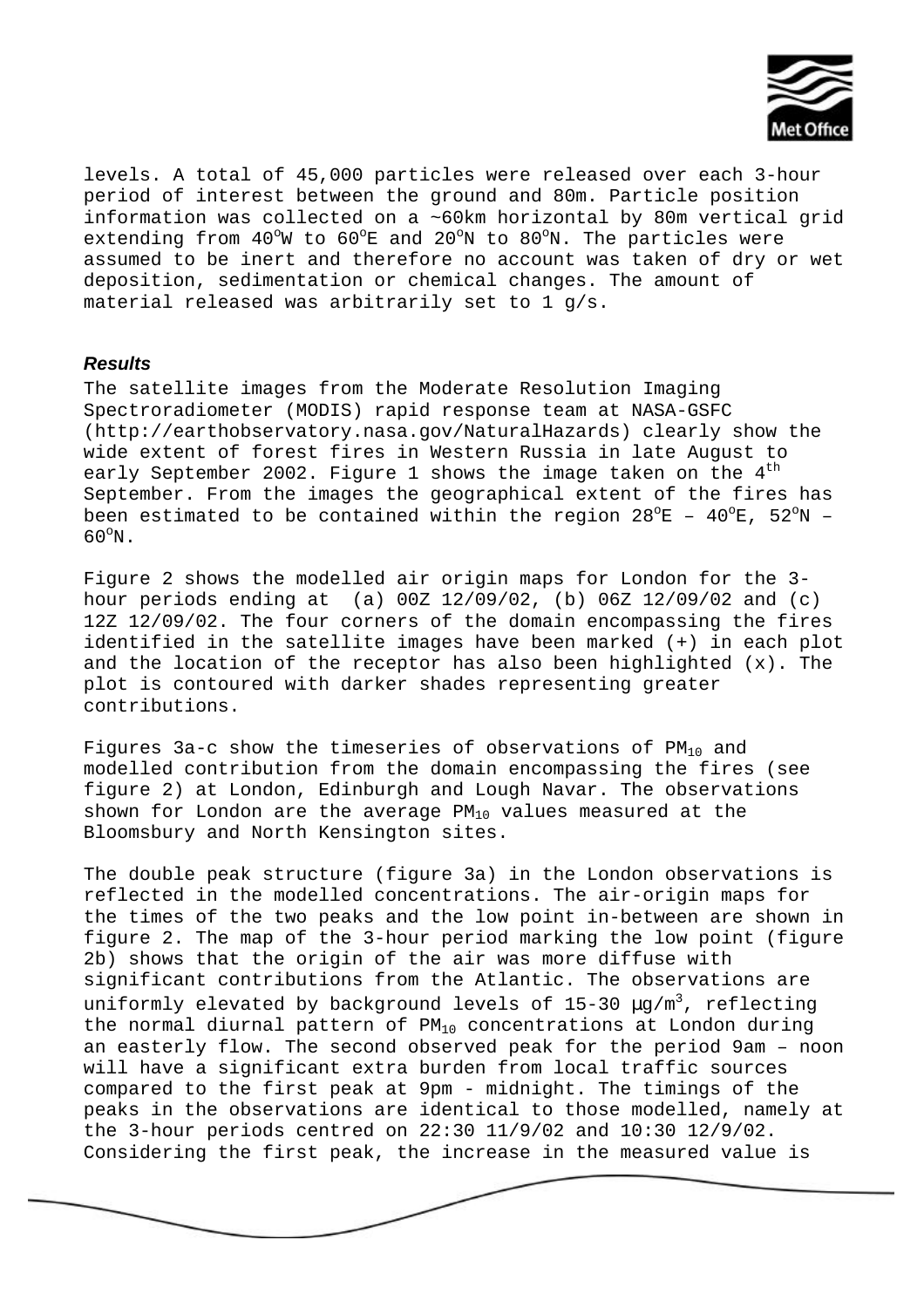levels. A total of 45,000 particles were released over each 3-hour period of interest between the ground and 80m. Particle position information was collected on a ~60km horizontal by 80m vertical grid extending from 40$^{o}$W to 60$^{o}$E and 20$^{o}$N to 80$^{o}$N. The particles were assumed to be inert and therefore no account was taken of dry or wet deposition, sedimentation or chemical changes. The amount of material released was arbitrarily set to 1 g/s.

***Results***

The satellite images from the Moderate Resolution Imaging Spectroradiometer (MODIS) rapid response team at NASA-GSFC (http://earthobservatory.nasa.gov/NaturalHazards) clearly show the wide extent of forest fires in Western Russia in late August to early September 2002. Figure 1 shows the image taken on the 4$^{th}$ September. From the images the geographical extent of the fires has been estimated to be contained within the region 28$^{o}$E – 40$^{o}$E, 52$^{o}$N – 60$^{o}$N.

Figure 2 shows the modelled air origin maps for London for the 3-hour periods ending at (a) 00Z 12/09/02, (b) 06Z 12/09/02 and (c) 12Z 12/09/02. The four corners of the domain encompassing the fires identified in the satellite images have been marked (+) in each plot and the location of the receptor has also been highlighted (x). The plot is contoured with darker shades representing greater contributions.

Figures 3a-c show the timeseries of observations of $PM_{10}$ and modelled contribution from the domain encompassing the fires (see figure 2) at London, Edinburgh and Lough Navar. The observations shown for London are the average $PM_{10}$ values measured at the Bloomsbury and North Kensington sites.

The double peak structure (figure 3a) in the London observations is reflected in the modelled concentrations. The air-origin maps for the times of the two peaks and the low point in-between are shown in figure 2. The map of the 3-hour period marking the low point (figure 2b) shows that the origin of the air was more diffuse with significant contributions from the Atlantic. The observations are uniformly elevated by background levels of 15-30 $\mu g/m^3$, reflecting the normal diurnal pattern of $PM_{10}$ concentrations at London during an easterly flow. The second observed peak for the period 9am – noon will have a significant extra burden from local traffic sources compared to the first peak at 9pm - midnight. The timings of the peaks in the observations are identical to those modelled, namely at the 3-hour periods centred on 22:30 11/9/02 and 10:30 12/9/02. Considering the first peak, the increase in the measured value is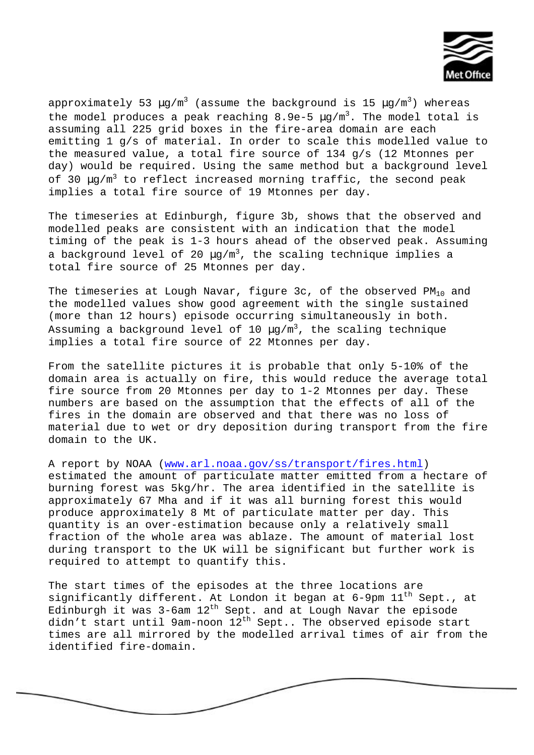approximately 53 $\mu g/m^3$ (assume the background is 15 $\mu g/m^3$) whereas the model produces a peak reaching 8.9e-5 $\mu g/m^3$. The model total is assuming all 225 grid boxes in the fire-area domain are each emitting 1 g/s of material. In order to scale this modelled value to the measured value, a total fire source of 134 g/s (12 Mtonnes per day) would be required. Using the same method but a background level of 30 $\mu g/m^3$ to reflect increased morning traffic, the second peak implies a total fire source of 19 Mtonnes per day.

The timeseries at Edinburgh, figure 3b, shows that the observed and modelled peaks are consistent with an indication that the model timing of the peak is 1-3 hours ahead of the observed peak. Assuming a background level of 20 $\mu g/m^3$, the scaling technique implies a total fire source of 25 Mtonnes per day.

The timeseries at Lough Navar, figure 3c, of the observed $PM_{10}$ and the modelled values show good agreement with the single sustained (more than 12 hours) episode occurring simultaneously in both. Assuming a background level of 10 $\mu g/m^3$, the scaling technique implies a total fire source of 22 Mtonnes per day.

From the satellite pictures it is probable that only 5-10% of the domain area is actually on fire, this would reduce the average total fire source from 20 Mtonnes per day to 1-2 Mtonnes per day. These numbers are based on the assumption that the effects of all of the fires in the domain are observed and that there was no loss of material due to wet or dry deposition during transport from the fire domain to the UK.

A report by NOAA (www.arl.noaa.gov/ss/transport/fires.html) estimated the amount of particulate matter emitted from a hectare of burning forest was 5kg/hr. The area identified in the satellite is approximately 67 Mha and if it was all burning forest this would produce approximately 8 Mt of particulate matter per day. This quantity is an over-estimation because only a relatively small fraction of the whole area was ablaze. The amount of material lost during transport to the UK will be significant but further work is required to attempt to quantify this.

The start times of the episodes at the three locations are significantly different. At London it began at 6-9pm 11th Sept., at Edinburgh it was 3-6am 12th Sept. and at Lough Navar the episode didn't start until 9am-noon 12th Sept.. The observed episode start times are all mirrored by the modelled arrival times of air from the identified fire-domain.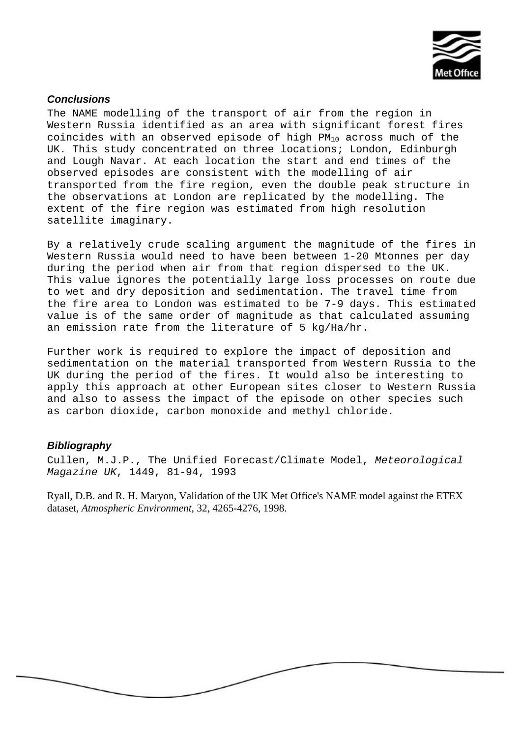### *Conclusions*

The NAME modelling of the transport of air from the region in Western Russia identified as an area with significant forest fires coincides with an observed episode of high $PM_{10}$ across much of the UK. This study concentrated on three locations; London, Edinburgh and Lough Navar. At each location the start and end times of the observed episodes are consistent with the modelling of air transported from the fire region, even the double peak structure in the observations at London are replicated by the modelling. The extent of the fire region was estimated from high resolution satellite imaginary.

By a relatively crude scaling argument the magnitude of the fires in Western Russia would need to have been between 1-20 Mtonnes per day during the period when air from that region dispersed to the UK. This value ignores the potentially large loss processes on route due to wet and dry deposition and sedimentation. The travel time from the fire area to London was estimated to be 7-9 days. This estimated value is of the same order of magnitude as that calculated assuming an emission rate from the literature of 5 kg/Ha/hr.

Further work is required to explore the impact of deposition and sedimentation on the material transported from Western Russia to the UK during the period of the fires. It would also be interesting to apply this approach at other European sites closer to Western Russia and also to assess the impact of the episode on other species such as carbon dioxide, carbon monoxide and methyl chloride.

### *Bibliography*

Cullen, M.J.P., The Unified Forecast/Climate Model, *Meteorological Magazine UK*, 1449, 81-94, 1993

Ryall, D.B. and R. H. Maryon, Validation of the UK Met Office's NAME model against the ETEX dataset, *Atmospheric Environment*, 32, 4265-4276, 1998.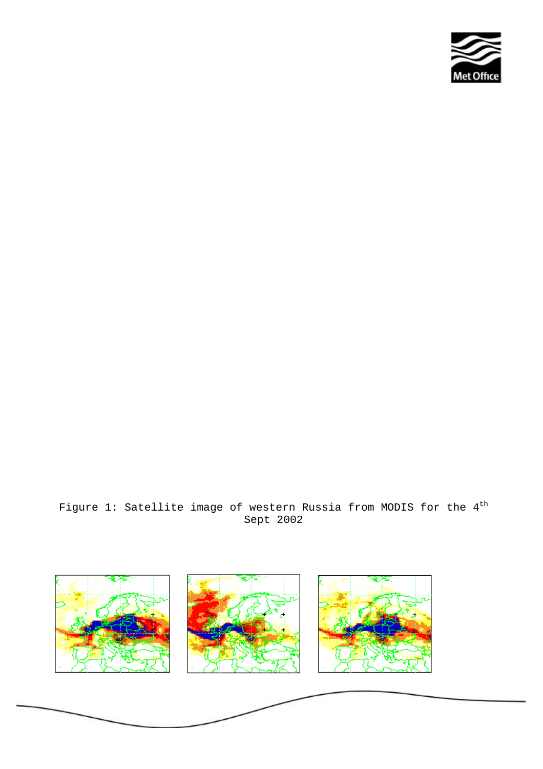Figure 1: Satellite image of western Russia from MODIS for the 4[th] Sept 2002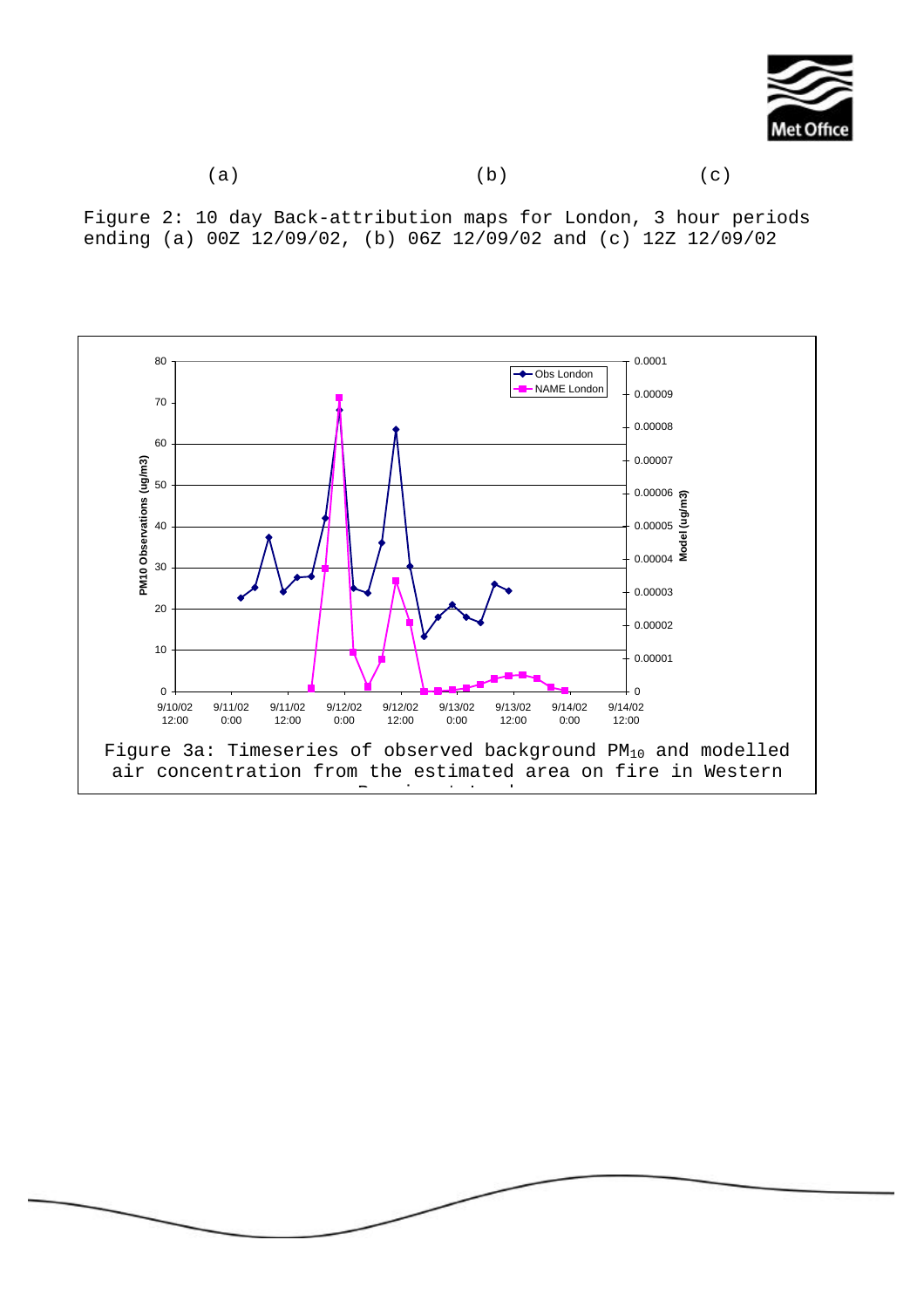(a) (b) (c)

Figure 2: 10 day Back-attribution maps for London, 3 hour periods ending (a) 00Z 12/09/02, (b) 06Z 12/09/02 and (c) 12Z 12/09/02

Figure 3a: Timeseries of observed background $PM_{10}$ and modelled air concentration from the estimated area on fire in Western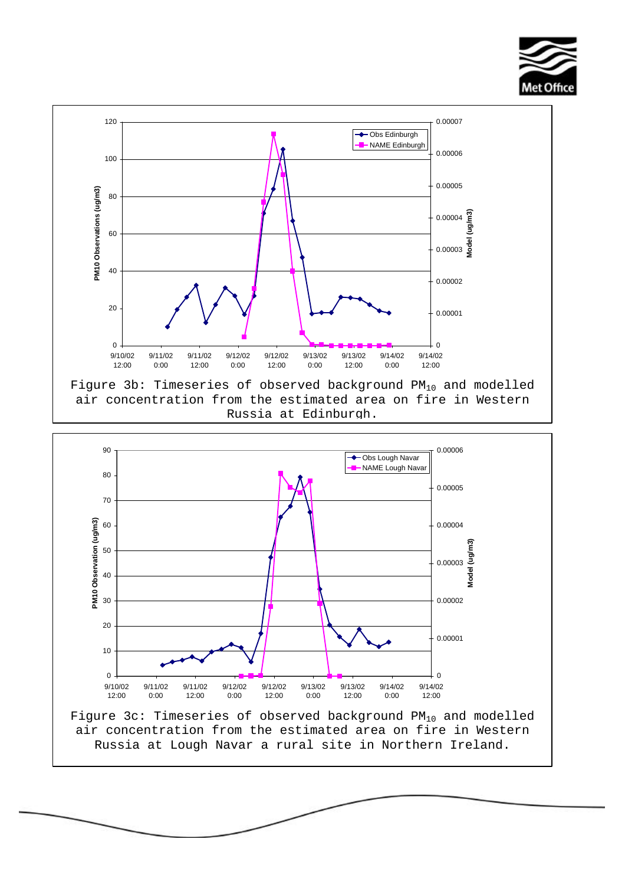120
100
80
60
40
20
0

PM10 Observations (ug/m3)

0.00007
0.00006
0.00005
0.00004
0.00003
0.00002
0.00001
0

Model (ug/m3)

9/10/02 12:00
9/11/02 0:00
9/11/02 12:00
9/12/02 0:00
9/12/02 12:00
9/13/02 0:00
9/13/02 12:00
9/14/02 0:00
9/14/02 12:00

Obs Edinburgh
NAME Edinburgh

Figure 3b: Timeseries of observed background $PM_{10}$ and modelled air concentration from the estimated area on fire in Western Russia at Edinburgh.

90
80
70
60
50
40
30
20
10
0

PM10 Observation (ug/m3)

0.00006
0.00005
0.00004
0.00003
0.00002
0.00001
0

Model (ug/m3)

9/10/02 12:00
9/11/02 0:00
9/11/02 12:00
9/12/02 0:00
9/12/02 12:00
9/13/02 0:00
9/13/02 12:00
9/14/02 0:00
9/14/02 12:00

Obs Lough Navar
NAME Lough Navar

Figure 3c: Timeseries of observed background $PM_{10}$ and modelled air concentration from the estimated area on fire in Western Russia at Lough Navar a rural site in Northern Ireland.